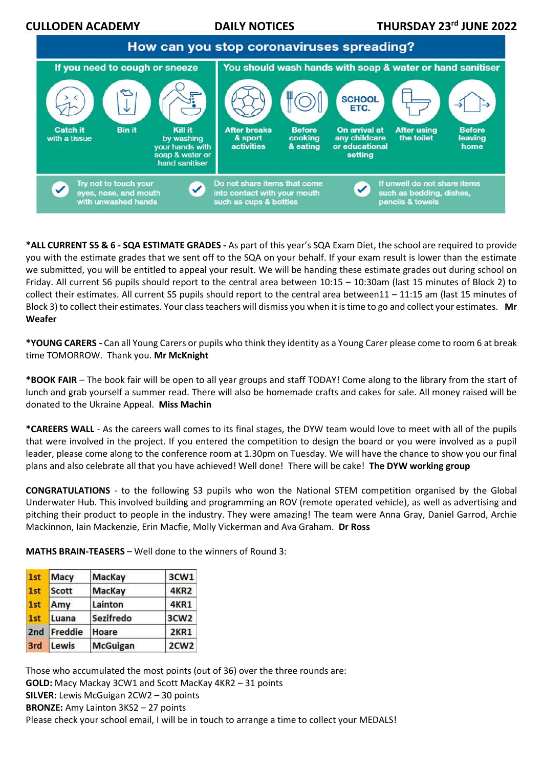CULLODEN ACADEMY DAILY NOTICES THURSDAY 23rd JUNE 2022

## How can you stop coronaviruses spreading?

**If you need to cough or sneeze**

- Catch it with a tissue
- Bin it
- Kill it by washing your hands with soap & water or hand sanitiser

**You should wash hands with soap & water or hand sanitiser**

- After breaks & sport activities
- Before cooking & eating
- On arrival at any childcare or educational setting
- After using the toilet
- Before leaving home

- Try not to touch your eyes, nose, and mouth with unwashed hands
- Do not share items that come into contact with your mouth such as cups & bottles
- If unwell do not share items such as bedding, dishes, pencils & towels

**\*ALL CURRENT S5 & 6 - SQA ESTIMATE GRADES -** As part of this year's SQA Exam Diet, the school are required to provide you with the estimate grades that we sent off to the SQA on your behalf. If your exam result is lower than the estimate we submitted, you will be entitled to appeal your result. We will be handing these estimate grades out during school on Friday. All current S6 pupils should report to the central area between 10:15 – 10:30am (last 15 minutes of Block 2) to collect their estimates. All current S5 pupils should report to the central area between11 – 11:15 am (last 15 minutes of Block 3) to collect their estimates. Your class teachers will dismiss you when it is time to go and collect your estimates. **Mr Weafer**

**\*YOUNG CARERS -** Can all Young Carers or pupils who think they identity as a Young Carer please come to room 6 at break time TOMORROW. Thank you. **Mr McKnight**

**\*BOOK FAIR** – The book fair will be open to all year groups and staff TODAY! Come along to the library from the start of lunch and grab yourself a summer read. There will also be homemade crafts and cakes for sale. All money raised will be donated to the Ukraine Appeal. **Miss Machin**

**\*CAREERS WALL** - As the careers wall comes to its final stages, the DYW team would love to meet with all of the pupils that were involved in the project. If you entered the competition to design the board or you were involved as a pupil leader, please come along to the conference room at 1.30pm on Tuesday. We will have the chance to show you our final plans and also celebrate all that you have achieved! Well done! There will be cake! **The DYW working group**

**CONGRATULATIONS** - to the following S3 pupils who won the National STEM competition organised by the Global Underwater Hub. This involved building and programming an ROV (remote operated vehicle), as well as advertising and pitching their product to people in the industry. They were amazing! The team were Anna Gray, Daniel Garrod, Archie Mackinnon, Iain Mackenzie, Erin Macfie, Molly Vickerman and Ava Graham. **Dr Ross**

**MATHS BRAIN-TEASERS** – Well done to the winners of Round 3:

| | | | |
|---|---|---|---|
| 1st | Macy | MacKay | 3CW1 |
| 1st | Scott | MacKay | 4KR2 |
| 1st | Amy | Lainton | 4KR1 |
| 1st | Luana | Sezifredo | 3CW2 |
| 2nd | Freddie | Hoare | 2KR1 |
| 3rd | Lewis | McGuigan | 2CW2 |

Those who accumulated the most points (out of 36) over the three rounds are:
**GOLD:** Macy Mackay 3CW1 and Scott MacKay 4KR2 – 31 points
**SILVER:** Lewis McGuigan 2CW2 – 30 points
**BRONZE:** Amy Lainton 3KS2 – 27 points
Please check your school email, I will be in touch to arrange a time to collect your MEDALS!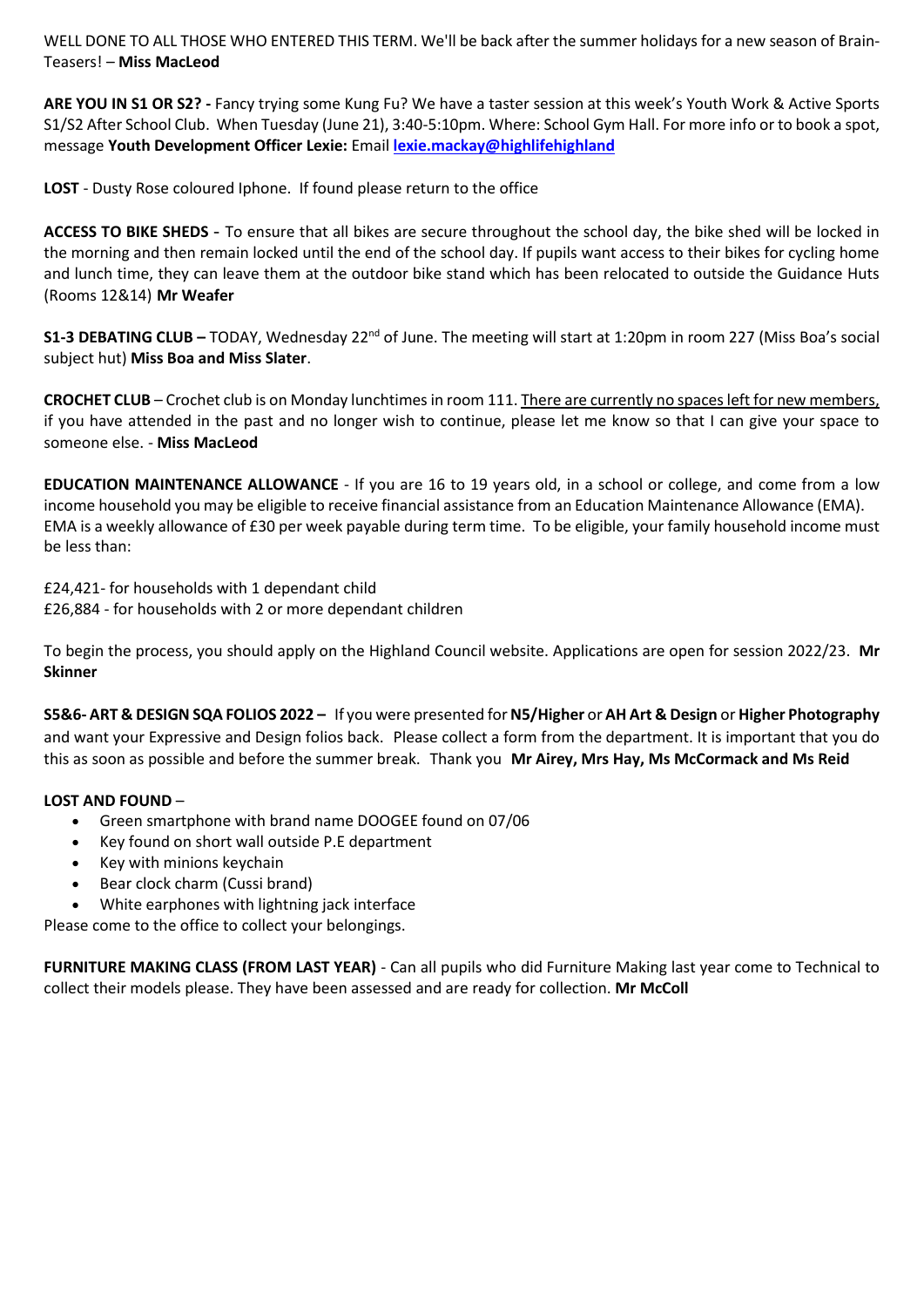WELL DONE TO ALL THOSE WHO ENTERED THIS TERM. We'll be back after the summer holidays for a new season of Brain-Teasers! – **Miss MacLeod**

**ARE YOU IN S1 OR S2? -** Fancy trying some Kung Fu? We have a taster session at this week's Youth Work & Active Sports S1/S2 After School Club. When Tuesday (June 21), 3:40-5:10pm. Where: School Gym Hall. For more info or to book a spot, message **Youth Development Officer Lexie:** Email **lexie.mackay@highlifehighland**

**LOST** - Dusty Rose coloured Iphone. If found please return to the office

**ACCESS TO BIKE SHEDS** - To ensure that all bikes are secure throughout the school day, the bike shed will be locked in the morning and then remain locked until the end of the school day. If pupils want access to their bikes for cycling home and lunch time, they can leave them at the outdoor bike stand which has been relocated to outside the Guidance Huts (Rooms 12&14) **Mr Weafer**

**S1-3 DEBATING CLUB –** TODAY, Wednesday 22nd of June. The meeting will start at 1:20pm in room 227 (Miss Boa's social subject hut) **Miss Boa and Miss Slater**.

**CROCHET CLUB** – Crochet club is on Monday lunchtimes in room 111. There are currently no spaces left for new members, if you have attended in the past and no longer wish to continue, please let me know so that I can give your space to someone else. - **Miss MacLeod**

**EDUCATION MAINTENANCE ALLOWANCE** - If you are 16 to 19 years old, in a school or college, and come from a low income household you may be eligible to receive financial assistance from an Education Maintenance Allowance (EMA). EMA is a weekly allowance of £30 per week payable during term time. To be eligible, your family household income must be less than:

£24,421- for households with 1 dependant child
£26,884 - for households with 2 or more dependant children

To begin the process, you should apply on the Highland Council website. Applications are open for session 2022/23. **Mr Skinner**

**S5&6- ART & DESIGN SQA FOLIOS 2022 –** If you were presented for **N5/Higher** or **AH Art & Design** or **Higher Photography** and want your Expressive and Design folios back. Please collect a form from the department. It is important that you do this as soon as possible and before the summer break. Thank you **Mr Airey, Mrs Hay, Ms McCormack and Ms Reid**

**LOST AND FOUND** –

- Green smartphone with brand name DOOGEE found on 07/06
- Key found on short wall outside P.E department
- Key with minions keychain
- Bear clock charm (Cussi brand)
- White earphones with lightning jack interface

Please come to the office to collect your belongings.

**FURNITURE MAKING CLASS (FROM LAST YEAR)** - Can all pupils who did Furniture Making last year come to Technical to collect their models please. They have been assessed and are ready for collection. **Mr McColl**